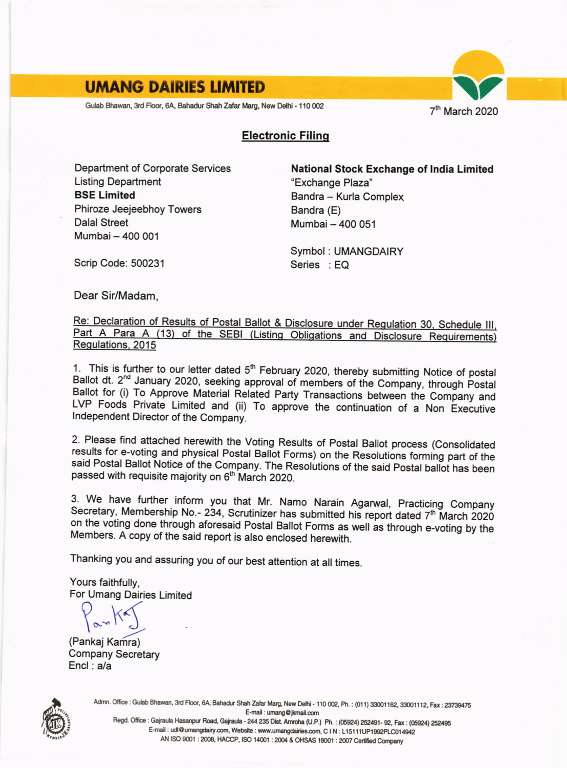# UMANG DAIRIES LIMITED

Gulab Bhawan, 3rd Floor, 6A, Bahadur Shah Zafar Marg, New Delhi - 110 002

7th March 2020

## Electronic Filing

Department of Corporate Services
Listing Department
**BSE Limited**
Phiroze Jeejeebhoy Towers
Dalal Street
Mumbai – 400 001

Scrip Code: 500231

**National Stock Exchange of India Limited**
"Exchange Plaza"
Bandra – Kurla Complex
Bandra (E)
Mumbai – 400 051

Symbol : UMANGDAIRY
Series : EQ

Dear Sir/Madam,

Re: Declaration of Results of Postal Ballot & Disclosure under Regulation 30, Schedule III, Part A Para A (13) of the SEBI (Listing Obligations and Disclosure Requirements) Regulations, 2015

1. This is further to our letter dated 5th February 2020, thereby submitting Notice of postal Ballot dt. 2nd January 2020, seeking approval of members of the Company, through Postal Ballot for (i) To Approve Material Related Party Transactions between the Company and LVP Foods Private Limited and (ii) To approve the continuation of a Non Executive Independent Director of the Company.

2. Please find attached herewith the Voting Results of Postal Ballot process (Consolidated results for e-voting and physical Postal Ballot Forms) on the Resolutions forming part of the said Postal Ballot Notice of the Company. The Resolutions of the said Postal ballot has been passed with requisite majority on 6th March 2020.

3. We have further inform you that Mr. Namo Narain Agarwal, Practicing Company Secretary, Membership No.- 234, Scrutinizer has submitted his report dated 7th March 2020 on the voting done through aforesaid Postal Ballot Forms as well as through e-voting by the Members. A copy of the said report is also enclosed herewith.

Thanking you and assuring you of our best attention at all times.

Yours faithfully,
For Umang Dairies Limited

(Pankaj Kamra)
Company Secretary
Encl : a/a

Admn. Office : Gulab Bhawan, 3rd Floor, 6A, Bahadur Shah Zafar Marg, New Delhi - 110 002, Ph. : (011) 33001162, 33001112, Fax : 23739475
E-mail : umang@jkmail.com
Regd. Office : Gajraula Hasanpur Road, Gajraula - 244 235 Dist. Amroha (U.P.) Ph. : (05924) 252491- 92, Fax : (05924) 252495
E-mail : udl@umangdairy.com, Website : www.umangdairies.com, C I N : L15111UP1992PLC014942
AN ISO 9001 : 2008, HACCP, ISO 14001 : 2004 & OHSAS 18001 : 2007 Certified Company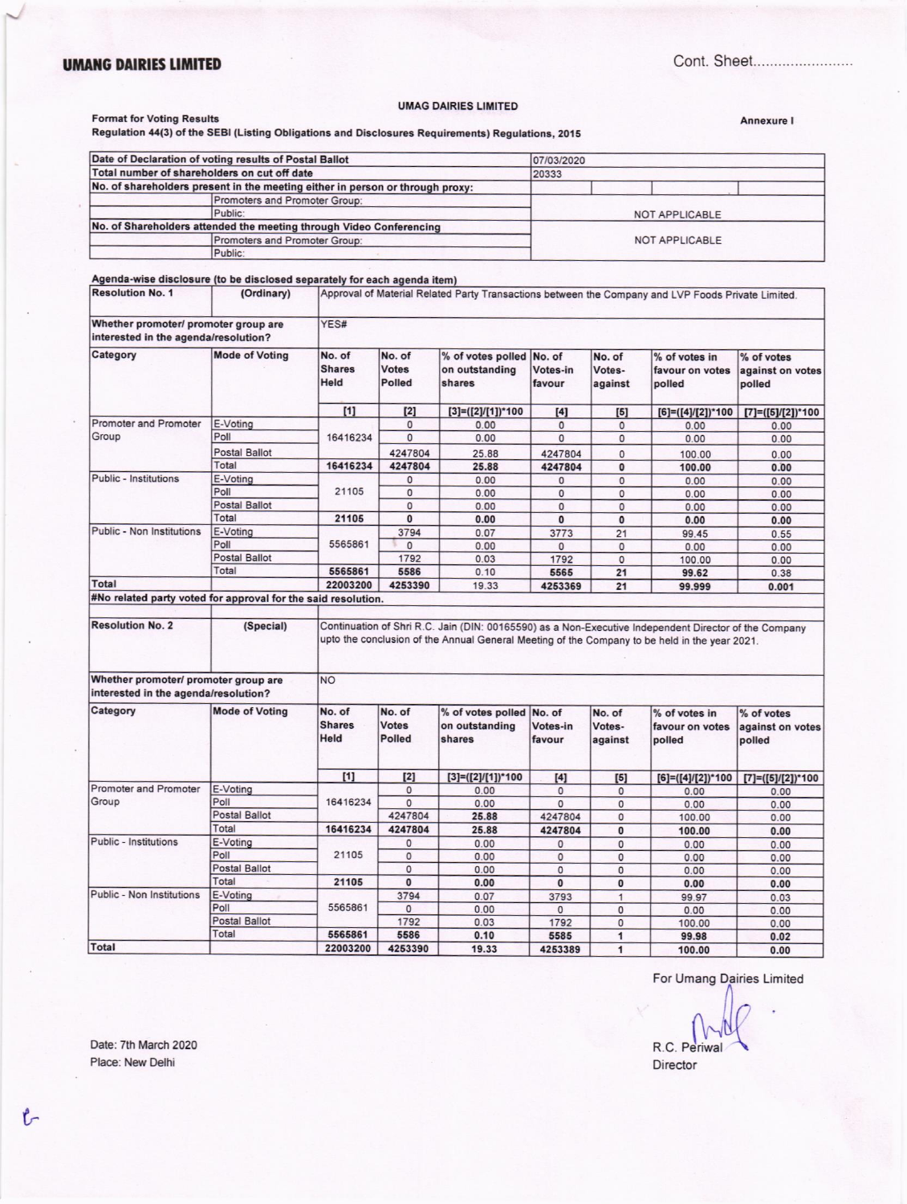**UMANG DAIRIES LIMITED**

Cont. Sheet........................

**UMAG DAIRIES LIMITED**

**Format for Voting Results**

**Annexure I**

**Regulation 44(3) of the SEBI (Listing Obligations and Disclosures Requirements) Regulations, 2015**

| | | |
|---|---|---|
| **Date of Declaration of voting results of Postal Ballot** | | 07/03/2020 |
| **Total number of shareholders on cut off date** | | 20333 |
| **No. of shareholders present in the meeting either in person or through proxy:** | | |
| | Promoters and Promoter Group: | NOT APPLICABLE |
| | Public: | |
| **No. of Shareholders attended the meeting through Video Conferencing** | | |
| | Promoters and Promoter Group: | NOT APPLICABLE |
| | Public: | |

**Agenda-wise disclosure (to be disclosed separately for each agenda item)**

| **Resolution No. 1** | **(Ordinary)** | Approval of Material Related Party Transactions between the Company and LVP Foods Private Limited. | | | | | | |
|---|---|---|---|---|---|---|---|---|
| **Whether promoter/ promoter group are interested in the agenda/resolution?** | | YES# | | | | | | |
| **Category** | **Mode of Voting** | **No. of Shares Held** | **No. of Votes Polled** | **% of votes polled on outstanding shares** | **No. of Votes-in favour** | **No. of Votes-against** | **% of votes in favour on votes polled** | **% of votes against on votes polled** |
| | | **[1]** | **[2]** | **[3]=([2]/[1])*100** | **[4]** | **[5]** | **[6]=([4]/[2])*100** | **[7]=([5]/[2])*100** |
| Promoter and Promoter Group | E-Voting | 16416234 | 0 | 0.00 | 0 | 0 | 0.00 | 0.00 |
| | Poll | | 0 | 0.00 | 0 | 0 | 0.00 | 0.00 |
| | Postal Ballot | | 4247804 | 25.88 | 4247804 | 0 | 100.00 | 0.00 |
| | Total | **16416234** | **4247804** | **25.88** | **4247804** | **0** | **100.00** | **0.00** |
| Public - Institutions | E-Voting | 21105 | 0 | 0.00 | 0 | 0 | 0.00 | 0.00 |
| | Poll | | 0 | 0.00 | 0 | 0 | 0.00 | 0.00 |
| | Postal Ballot | | 0 | 0.00 | 0 | 0 | 0.00 | 0.00 |
| | Total | **21105** | **0** | **0.00** | **0** | **0** | **0.00** | **0.00** |
| Public - Non Institutions | E-Voting | 5565861 | 3794 | 0.07 | 3773 | 21 | 99.45 | 0.55 |
| | Poll | | 0 | 0.00 | 0 | 0 | 0.00 | 0.00 |
| | Postal Ballot | | 1792 | 0.03 | 1792 | 0 | 100.00 | 0.00 |
| | Total | **5565861** | **5586** | **0.10** | **5565** | **21** | **99.62** | **0.38** |
| **Total** | | **22003200** | **4253390** | 19.33 | **4253369** | **21** | **99.999** | **0.001** |

**#No related party voted for approval for the said resolution.**

| **Resolution No. 2** | **(Special)** | Continuation of Shri R.C. Jain (DIN: 00165590) as a Non-Executive Independent Director of the Company upto the conclusion of the Annual General Meeting of the Company to be held in the year 2021. | | | | | | |
|---|---|---|---|---|---|---|---|---|
| **Whether promoter/ promoter group are interested in the agenda/resolution?** | | NO | | | | | | |
| **Category** | **Mode of Voting** | **No. of Shares Held** | **No. of Votes Polled** | **% of votes polled on outstanding shares** | **No. of Votes-in favour** | **No. of Votes-against** | **% of votes in favour on votes polled** | **% of votes against on votes polled** |
| | | **[1]** | **[2]** | **[3]=([2]/[1])*100** | **[4]** | **[5]** | **[6]=([4]/[2])*100** | **[7]=([5]/[2])*100** |
| Promoter and Promoter Group | E-Voting | 16416234 | 0 | 0.00 | 0 | 0 | 0.00 | 0.00 |
| | Poll | | 0 | 0.00 | 0 | 0 | 0.00 | 0.00 |
| | Postal Ballot | | 4247804 | **25.88** | 4247804 | 0 | 100.00 | 0.00 |
| | Total | **16416234** | **4247804** | **25.88** | **4247804** | **0** | **100.00** | **0.00** |
| Public - Institutions | E-Voting | 21105 | 0 | 0.00 | 0 | 0 | 0.00 | 0.00 |
| | Poll | | 0 | 0.00 | 0 | 0 | 0.00 | 0.00 |
| | Postal Ballot | | 0 | 0.00 | 0 | 0 | 0.00 | 0.00 |
| | Total | **21105** | **0** | **0.00** | **0** | **0** | **0.00** | **0.00** |
| Public - Non Institutions | E-Voting | 5565861 | 3794 | 0.07 | 3793 | 1 | 99.97 | 0.03 |
| | Poll | | 0 | 0.00 | 0 | 0 | 0.00 | 0.00 |
| | Postal Ballot | | 1792 | 0.03 | 1792 | 0 | 100.00 | 0.00 |
| | Total | **5565861** | **5586** | **0.10** | **5585** | **1** | **99.98** | **0.02** |
| **Total** | | **22003200** | **4253390** | **19.33** | **4253389** | **1** | **100.00** | **0.00** |

For Umang Dairies Limited

R.C. Periwal
Director

Date: 7th March 2020
Place: New Delhi